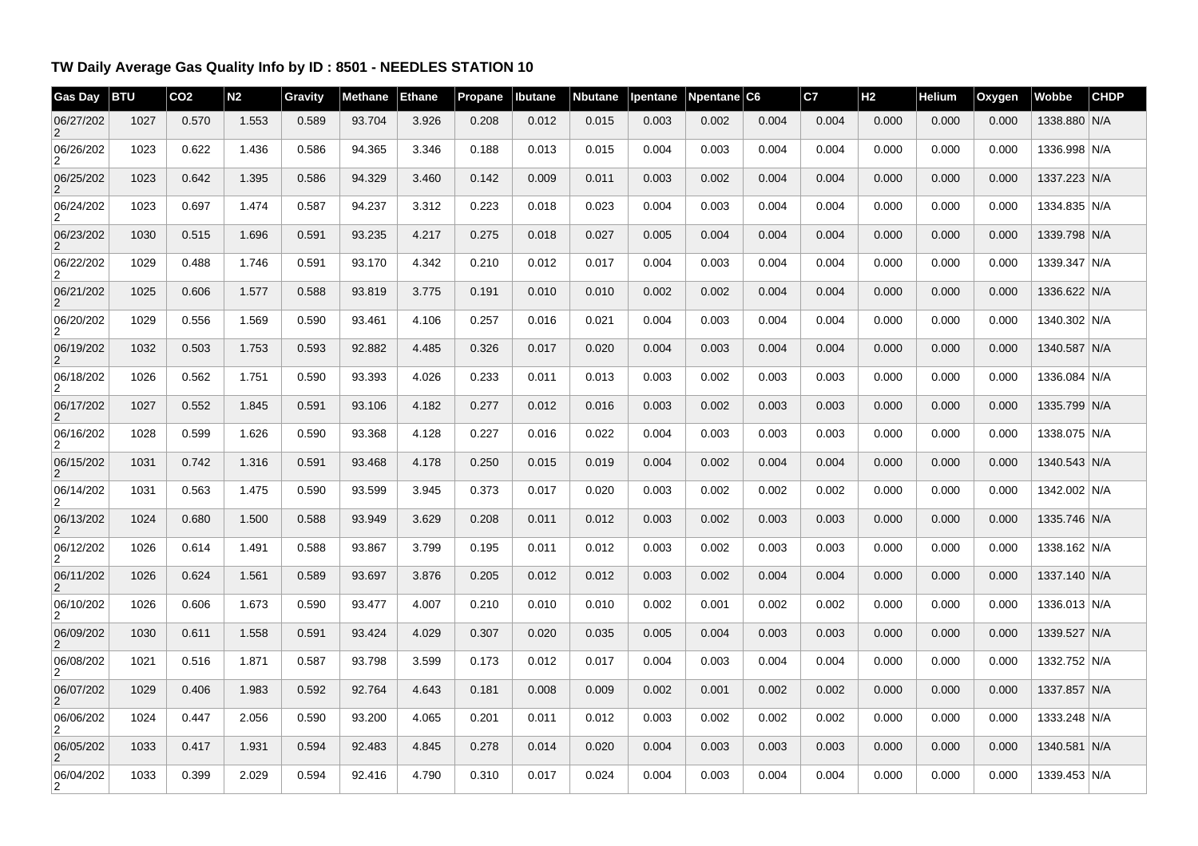# TW Daily Average Gas Quality Info by ID : 8501 - NEEDLES STATION 10

| Gas Day | BTU | CO2 | N2 | Gravity | Methane | Ethane | Propane | Ibutane | Nbutane | Ipentane | Npentane | C6 | C7 | H2 | Helium | Oxygen | Wobbe | CHDP |
|---|---|---|---|---|---|---|---|---|---|---|---|---|---|---|---|---|---|---|
| 06/27/2022 | 1027 | 0.570 | 1.553 | 0.589 | 93.704 | 3.926 | 0.208 | 0.012 | 0.015 | 0.003 | 0.002 | 0.004 | 0.004 | 0.000 | 0.000 | 0.000 | 1338.880 | N/A |
| 06/26/2022 | 1023 | 0.622 | 1.436 | 0.586 | 94.365 | 3.346 | 0.188 | 0.013 | 0.015 | 0.004 | 0.003 | 0.004 | 0.004 | 0.000 | 0.000 | 0.000 | 1336.998 | N/A |
| 06/25/2022 | 1023 | 0.642 | 1.395 | 0.586 | 94.329 | 3.460 | 0.142 | 0.009 | 0.011 | 0.003 | 0.002 | 0.004 | 0.004 | 0.000 | 0.000 | 0.000 | 1337.223 | N/A |
| 06/24/2022 | 1023 | 0.697 | 1.474 | 0.587 | 94.237 | 3.312 | 0.223 | 0.018 | 0.023 | 0.004 | 0.003 | 0.004 | 0.004 | 0.000 | 0.000 | 0.000 | 1334.835 | N/A |
| 06/23/2022 | 1030 | 0.515 | 1.696 | 0.591 | 93.235 | 4.217 | 0.275 | 0.018 | 0.027 | 0.005 | 0.004 | 0.004 | 0.004 | 0.000 | 0.000 | 0.000 | 1339.798 | N/A |
| 06/22/2022 | 1029 | 0.488 | 1.746 | 0.591 | 93.170 | 4.342 | 0.210 | 0.012 | 0.017 | 0.004 | 0.003 | 0.004 | 0.004 | 0.000 | 0.000 | 0.000 | 1339.347 | N/A |
| 06/21/2022 | 1025 | 0.606 | 1.577 | 0.588 | 93.819 | 3.775 | 0.191 | 0.010 | 0.010 | 0.002 | 0.002 | 0.004 | 0.004 | 0.000 | 0.000 | 0.000 | 1336.622 | N/A |
| 06/20/2022 | 1029 | 0.556 | 1.569 | 0.590 | 93.461 | 4.106 | 0.257 | 0.016 | 0.021 | 0.004 | 0.003 | 0.004 | 0.004 | 0.000 | 0.000 | 0.000 | 1340.302 | N/A |
| 06/19/2022 | 1032 | 0.503 | 1.753 | 0.593 | 92.882 | 4.485 | 0.326 | 0.017 | 0.020 | 0.004 | 0.003 | 0.004 | 0.004 | 0.000 | 0.000 | 0.000 | 1340.587 | N/A |
| 06/18/2022 | 1026 | 0.562 | 1.751 | 0.590 | 93.393 | 4.026 | 0.233 | 0.011 | 0.013 | 0.003 | 0.002 | 0.003 | 0.003 | 0.000 | 0.000 | 0.000 | 1336.084 | N/A |
| 06/17/2022 | 1027 | 0.552 | 1.845 | 0.591 | 93.106 | 4.182 | 0.277 | 0.012 | 0.016 | 0.003 | 0.002 | 0.003 | 0.003 | 0.000 | 0.000 | 0.000 | 1335.799 | N/A |
| 06/16/2022 | 1028 | 0.599 | 1.626 | 0.590 | 93.368 | 4.128 | 0.227 | 0.016 | 0.022 | 0.004 | 0.003 | 0.003 | 0.003 | 0.000 | 0.000 | 0.000 | 1338.075 | N/A |
| 06/15/2022 | 1031 | 0.742 | 1.316 | 0.591 | 93.468 | 4.178 | 0.250 | 0.015 | 0.019 | 0.004 | 0.002 | 0.004 | 0.004 | 0.000 | 0.000 | 0.000 | 1340.543 | N/A |
| 06/14/2022 | 1031 | 0.563 | 1.475 | 0.590 | 93.599 | 3.945 | 0.373 | 0.017 | 0.020 | 0.003 | 0.002 | 0.002 | 0.002 | 0.000 | 0.000 | 0.000 | 1342.002 | N/A |
| 06/13/2022 | 1024 | 0.680 | 1.500 | 0.588 | 93.949 | 3.629 | 0.208 | 0.011 | 0.012 | 0.003 | 0.002 | 0.003 | 0.003 | 0.000 | 0.000 | 0.000 | 1335.746 | N/A |
| 06/12/2022 | 1026 | 0.614 | 1.491 | 0.588 | 93.867 | 3.799 | 0.195 | 0.011 | 0.012 | 0.003 | 0.002 | 0.003 | 0.003 | 0.000 | 0.000 | 0.000 | 1338.162 | N/A |
| 06/11/2022 | 1026 | 0.624 | 1.561 | 0.589 | 93.697 | 3.876 | 0.205 | 0.012 | 0.012 | 0.003 | 0.002 | 0.004 | 0.004 | 0.000 | 0.000 | 0.000 | 1337.140 | N/A |
| 06/10/2022 | 1026 | 0.606 | 1.673 | 0.590 | 93.477 | 4.007 | 0.210 | 0.010 | 0.010 | 0.002 | 0.001 | 0.002 | 0.002 | 0.000 | 0.000 | 0.000 | 1336.013 | N/A |
| 06/09/2022 | 1030 | 0.611 | 1.558 | 0.591 | 93.424 | 4.029 | 0.307 | 0.020 | 0.035 | 0.005 | 0.004 | 0.003 | 0.003 | 0.000 | 0.000 | 0.000 | 1339.527 | N/A |
| 06/08/2022 | 1021 | 0.516 | 1.871 | 0.587 | 93.798 | 3.599 | 0.173 | 0.012 | 0.017 | 0.004 | 0.003 | 0.004 | 0.004 | 0.000 | 0.000 | 0.000 | 1332.752 | N/A |
| 06/07/2022 | 1029 | 0.406 | 1.983 | 0.592 | 92.764 | 4.643 | 0.181 | 0.008 | 0.009 | 0.002 | 0.001 | 0.002 | 0.002 | 0.000 | 0.000 | 0.000 | 1337.857 | N/A |
| 06/06/2022 | 1024 | 0.447 | 2.056 | 0.590 | 93.200 | 4.065 | 0.201 | 0.011 | 0.012 | 0.003 | 0.002 | 0.002 | 0.002 | 0.000 | 0.000 | 0.000 | 1333.248 | N/A |
| 06/05/2022 | 1033 | 0.417 | 1.931 | 0.594 | 92.483 | 4.845 | 0.278 | 0.014 | 0.020 | 0.004 | 0.003 | 0.003 | 0.003 | 0.000 | 0.000 | 0.000 | 1340.581 | N/A |
| 06/04/2022 | 1033 | 0.399 | 2.029 | 0.594 | 92.416 | 4.790 | 0.310 | 0.017 | 0.024 | 0.004 | 0.003 | 0.004 | 0.004 | 0.000 | 0.000 | 0.000 | 1339.453 | N/A |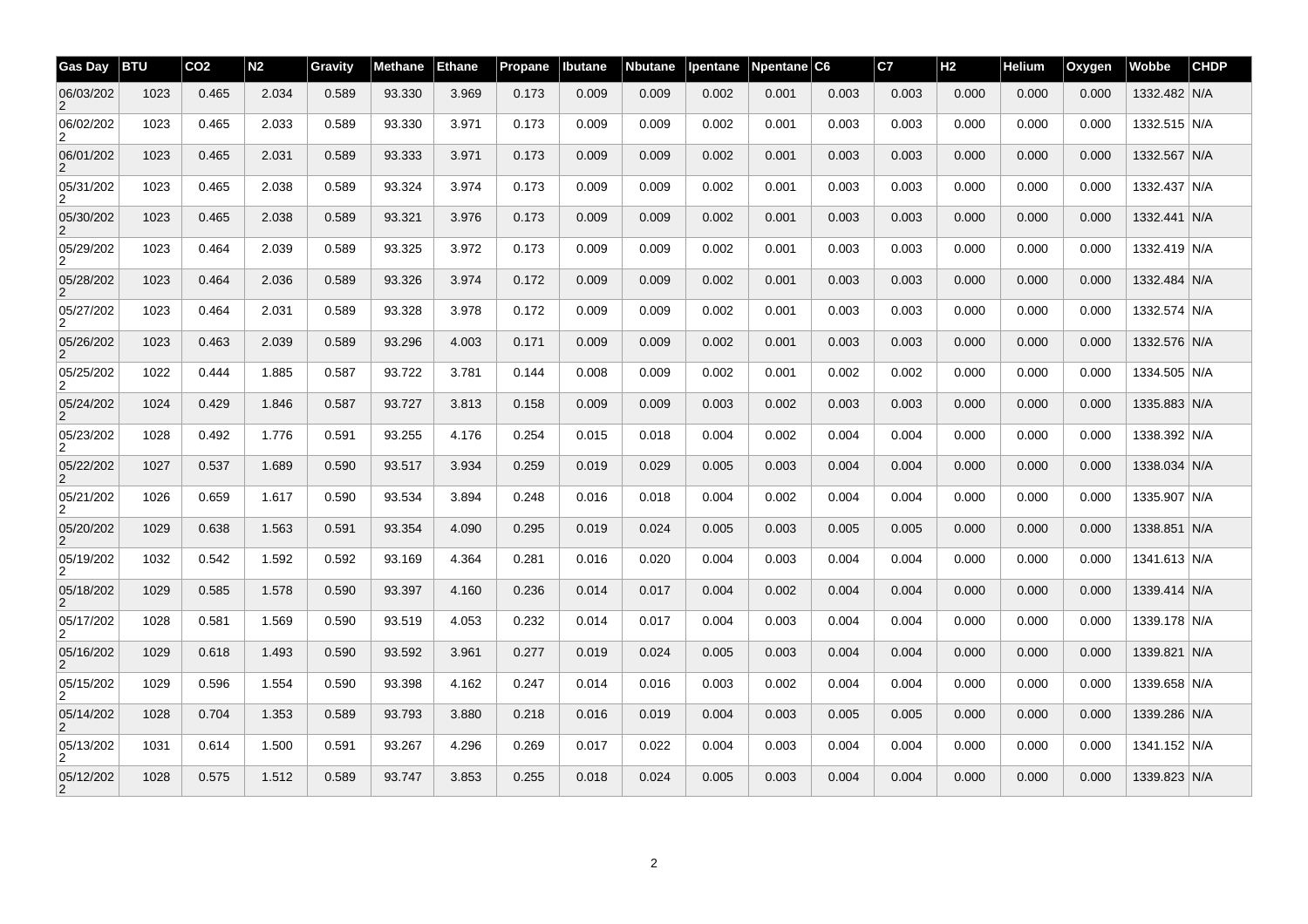| Gas Day | BTU | CO2 | N2 | Gravity | Methane | Ethane | Propane | Ibutane | Nbutane | Ipentane | Npentane | C6 | C7 | H2 | Helium | Oxygen | Wobbe | CHDP |
|---|---|---|---|---|---|---|---|---|---|---|---|---|---|---|---|---|---|---|
| 06/03/2022 | 1023 | 0.465 | 2.034 | 0.589 | 93.330 | 3.969 | 0.173 | 0.009 | 0.009 | 0.002 | 0.001 | 0.003 | 0.003 | 0.000 | 0.000 | 0.000 | 1332.482 | N/A |
| 06/02/2022 | 1023 | 0.465 | 2.033 | 0.589 | 93.330 | 3.971 | 0.173 | 0.009 | 0.009 | 0.002 | 0.001 | 0.003 | 0.003 | 0.000 | 0.000 | 0.000 | 1332.515 | N/A |
| 06/01/2022 | 1023 | 0.465 | 2.031 | 0.589 | 93.333 | 3.971 | 0.173 | 0.009 | 0.009 | 0.002 | 0.001 | 0.003 | 0.003 | 0.000 | 0.000 | 0.000 | 1332.567 | N/A |
| 05/31/2022 | 1023 | 0.465 | 2.038 | 0.589 | 93.324 | 3.974 | 0.173 | 0.009 | 0.009 | 0.002 | 0.001 | 0.003 | 0.003 | 0.000 | 0.000 | 0.000 | 1332.437 | N/A |
| 05/30/2022 | 1023 | 0.465 | 2.038 | 0.589 | 93.321 | 3.976 | 0.173 | 0.009 | 0.009 | 0.002 | 0.001 | 0.003 | 0.003 | 0.000 | 0.000 | 0.000 | 1332.441 | N/A |
| 05/29/2022 | 1023 | 0.464 | 2.039 | 0.589 | 93.325 | 3.972 | 0.173 | 0.009 | 0.009 | 0.002 | 0.001 | 0.003 | 0.003 | 0.000 | 0.000 | 0.000 | 1332.419 | N/A |
| 05/28/2022 | 1023 | 0.464 | 2.036 | 0.589 | 93.326 | 3.974 | 0.172 | 0.009 | 0.009 | 0.002 | 0.001 | 0.003 | 0.003 | 0.000 | 0.000 | 0.000 | 1332.484 | N/A |
| 05/27/2022 | 1023 | 0.464 | 2.031 | 0.589 | 93.328 | 3.978 | 0.172 | 0.009 | 0.009 | 0.002 | 0.001 | 0.003 | 0.003 | 0.000 | 0.000 | 0.000 | 1332.574 | N/A |
| 05/26/2022 | 1023 | 0.463 | 2.039 | 0.589 | 93.296 | 4.003 | 0.171 | 0.009 | 0.009 | 0.002 | 0.001 | 0.003 | 0.003 | 0.000 | 0.000 | 0.000 | 1332.576 | N/A |
| 05/25/2022 | 1022 | 0.444 | 1.885 | 0.587 | 93.722 | 3.781 | 0.144 | 0.008 | 0.009 | 0.002 | 0.001 | 0.002 | 0.002 | 0.000 | 0.000 | 0.000 | 1334.505 | N/A |
| 05/24/2022 | 1024 | 0.429 | 1.846 | 0.587 | 93.727 | 3.813 | 0.158 | 0.009 | 0.009 | 0.003 | 0.002 | 0.003 | 0.003 | 0.000 | 0.000 | 0.000 | 1335.883 | N/A |
| 05/23/2022 | 1028 | 0.492 | 1.776 | 0.591 | 93.255 | 4.176 | 0.254 | 0.015 | 0.018 | 0.004 | 0.002 | 0.004 | 0.004 | 0.000 | 0.000 | 0.000 | 1338.392 | N/A |
| 05/22/2022 | 1027 | 0.537 | 1.689 | 0.590 | 93.517 | 3.934 | 0.259 | 0.019 | 0.029 | 0.005 | 0.003 | 0.004 | 0.004 | 0.000 | 0.000 | 0.000 | 1338.034 | N/A |
| 05/21/2022 | 1026 | 0.659 | 1.617 | 0.590 | 93.534 | 3.894 | 0.248 | 0.016 | 0.018 | 0.004 | 0.002 | 0.004 | 0.004 | 0.000 | 0.000 | 0.000 | 1335.907 | N/A |
| 05/20/2022 | 1029 | 0.638 | 1.563 | 0.591 | 93.354 | 4.090 | 0.295 | 0.019 | 0.024 | 0.005 | 0.003 | 0.005 | 0.005 | 0.000 | 0.000 | 0.000 | 1338.851 | N/A |
| 05/19/2022 | 1032 | 0.542 | 1.592 | 0.592 | 93.169 | 4.364 | 0.281 | 0.016 | 0.020 | 0.004 | 0.003 | 0.004 | 0.004 | 0.000 | 0.000 | 0.000 | 1341.613 | N/A |
| 05/18/2022 | 1029 | 0.585 | 1.578 | 0.590 | 93.397 | 4.160 | 0.236 | 0.014 | 0.017 | 0.004 | 0.002 | 0.004 | 0.004 | 0.000 | 0.000 | 0.000 | 1339.414 | N/A |
| 05/17/2022 | 1028 | 0.581 | 1.569 | 0.590 | 93.519 | 4.053 | 0.232 | 0.014 | 0.017 | 0.004 | 0.003 | 0.004 | 0.004 | 0.000 | 0.000 | 0.000 | 1339.178 | N/A |
| 05/16/2022 | 1029 | 0.618 | 1.493 | 0.590 | 93.592 | 3.961 | 0.277 | 0.019 | 0.024 | 0.005 | 0.003 | 0.004 | 0.004 | 0.000 | 0.000 | 0.000 | 1339.821 | N/A |
| 05/15/2022 | 1029 | 0.596 | 1.554 | 0.590 | 93.398 | 4.162 | 0.247 | 0.014 | 0.016 | 0.003 | 0.002 | 0.004 | 0.004 | 0.000 | 0.000 | 0.000 | 1339.658 | N/A |
| 05/14/2022 | 1028 | 0.704 | 1.353 | 0.589 | 93.793 | 3.880 | 0.218 | 0.016 | 0.019 | 0.004 | 0.003 | 0.005 | 0.005 | 0.000 | 0.000 | 0.000 | 1339.286 | N/A |
| 05/13/2022 | 1031 | 0.614 | 1.500 | 0.591 | 93.267 | 4.296 | 0.269 | 0.017 | 0.022 | 0.004 | 0.003 | 0.004 | 0.004 | 0.000 | 0.000 | 0.000 | 1341.152 | N/A |
| 05/12/2022 | 1028 | 0.575 | 1.512 | 0.589 | 93.747 | 3.853 | 0.255 | 0.018 | 0.024 | 0.005 | 0.003 | 0.004 | 0.004 | 0.000 | 0.000 | 0.000 | 1339.823 | N/A |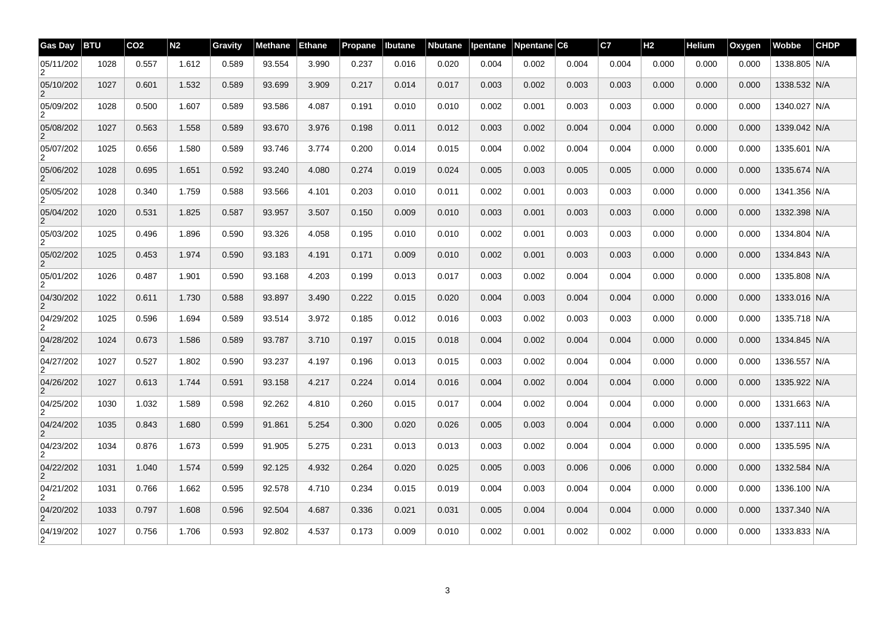| Gas Day | BTU | CO2 | N2 | Gravity | Methane | Ethane | Propane | Ibutane | Nbutane | Ipentane | Npentane | C6 | C7 | H2 | Helium | Oxygen | Wobbe | CHDP |
|---|---|---|---|---|---|---|---|---|---|---|---|---|---|---|---|---|---|---|
| 05/11/2022 | 1028 | 0.557 | 1.612 | 0.589 | 93.554 | 3.990 | 0.237 | 0.016 | 0.020 | 0.004 | 0.002 | 0.004 | 0.004 | 0.000 | 0.000 | 0.000 | 1338.805 | N/A |
| 05/10/2022 | 1027 | 0.601 | 1.532 | 0.589 | 93.699 | 3.909 | 0.217 | 0.014 | 0.017 | 0.003 | 0.002 | 0.003 | 0.003 | 0.000 | 0.000 | 0.000 | 1338.532 | N/A |
| 05/09/2022 | 1028 | 0.500 | 1.607 | 0.589 | 93.586 | 4.087 | 0.191 | 0.010 | 0.010 | 0.002 | 0.001 | 0.003 | 0.003 | 0.000 | 0.000 | 0.000 | 1340.027 | N/A |
| 05/08/2022 | 1027 | 0.563 | 1.558 | 0.589 | 93.670 | 3.976 | 0.198 | 0.011 | 0.012 | 0.003 | 0.002 | 0.004 | 0.004 | 0.000 | 0.000 | 0.000 | 1339.042 | N/A |
| 05/07/2022 | 1025 | 0.656 | 1.580 | 0.589 | 93.746 | 3.774 | 0.200 | 0.014 | 0.015 | 0.004 | 0.002 | 0.004 | 0.004 | 0.000 | 0.000 | 0.000 | 1335.601 | N/A |
| 05/06/2022 | 1028 | 0.695 | 1.651 | 0.592 | 93.240 | 4.080 | 0.274 | 0.019 | 0.024 | 0.005 | 0.003 | 0.005 | 0.005 | 0.000 | 0.000 | 0.000 | 1335.674 | N/A |
| 05/05/2022 | 1028 | 0.340 | 1.759 | 0.588 | 93.566 | 4.101 | 0.203 | 0.010 | 0.011 | 0.002 | 0.001 | 0.003 | 0.003 | 0.000 | 0.000 | 0.000 | 1341.356 | N/A |
| 05/04/2022 | 1020 | 0.531 | 1.825 | 0.587 | 93.957 | 3.507 | 0.150 | 0.009 | 0.010 | 0.003 | 0.001 | 0.003 | 0.003 | 0.000 | 0.000 | 0.000 | 1332.398 | N/A |
| 05/03/2022 | 1025 | 0.496 | 1.896 | 0.590 | 93.326 | 4.058 | 0.195 | 0.010 | 0.010 | 0.002 | 0.001 | 0.003 | 0.003 | 0.000 | 0.000 | 0.000 | 1334.804 | N/A |
| 05/02/2022 | 1025 | 0.453 | 1.974 | 0.590 | 93.183 | 4.191 | 0.171 | 0.009 | 0.010 | 0.002 | 0.001 | 0.003 | 0.003 | 0.000 | 0.000 | 0.000 | 1334.843 | N/A |
| 05/01/2022 | 1026 | 0.487 | 1.901 | 0.590 | 93.168 | 4.203 | 0.199 | 0.013 | 0.017 | 0.003 | 0.002 | 0.004 | 0.004 | 0.000 | 0.000 | 0.000 | 1335.808 | N/A |
| 04/30/2022 | 1022 | 0.611 | 1.730 | 0.588 | 93.897 | 3.490 | 0.222 | 0.015 | 0.020 | 0.004 | 0.003 | 0.004 | 0.004 | 0.000 | 0.000 | 0.000 | 1333.016 | N/A |
| 04/29/2022 | 1025 | 0.596 | 1.694 | 0.589 | 93.514 | 3.972 | 0.185 | 0.012 | 0.016 | 0.003 | 0.002 | 0.003 | 0.003 | 0.000 | 0.000 | 0.000 | 1335.718 | N/A |
| 04/28/2022 | 1024 | 0.673 | 1.586 | 0.589 | 93.787 | 3.710 | 0.197 | 0.015 | 0.018 | 0.004 | 0.002 | 0.004 | 0.004 | 0.000 | 0.000 | 0.000 | 1334.845 | N/A |
| 04/27/2022 | 1027 | 0.527 | 1.802 | 0.590 | 93.237 | 4.197 | 0.196 | 0.013 | 0.015 | 0.003 | 0.002 | 0.004 | 0.004 | 0.000 | 0.000 | 0.000 | 1336.557 | N/A |
| 04/26/2022 | 1027 | 0.613 | 1.744 | 0.591 | 93.158 | 4.217 | 0.224 | 0.014 | 0.016 | 0.004 | 0.002 | 0.004 | 0.004 | 0.000 | 0.000 | 0.000 | 1335.922 | N/A |
| 04/25/2022 | 1030 | 1.032 | 1.589 | 0.598 | 92.262 | 4.810 | 0.260 | 0.015 | 0.017 | 0.004 | 0.002 | 0.004 | 0.004 | 0.000 | 0.000 | 0.000 | 1331.663 | N/A |
| 04/24/2022 | 1035 | 0.843 | 1.680 | 0.599 | 91.861 | 5.254 | 0.300 | 0.020 | 0.026 | 0.005 | 0.003 | 0.004 | 0.004 | 0.000 | 0.000 | 0.000 | 1337.111 | N/A |
| 04/23/2022 | 1034 | 0.876 | 1.673 | 0.599 | 91.905 | 5.275 | 0.231 | 0.013 | 0.013 | 0.003 | 0.002 | 0.004 | 0.004 | 0.000 | 0.000 | 0.000 | 1335.595 | N/A |
| 04/22/2022 | 1031 | 1.040 | 1.574 | 0.599 | 92.125 | 4.932 | 0.264 | 0.020 | 0.025 | 0.005 | 0.003 | 0.006 | 0.006 | 0.000 | 0.000 | 0.000 | 1332.584 | N/A |
| 04/21/2022 | 1031 | 0.766 | 1.662 | 0.595 | 92.578 | 4.710 | 0.234 | 0.015 | 0.019 | 0.004 | 0.003 | 0.004 | 0.004 | 0.000 | 0.000 | 0.000 | 1336.100 | N/A |
| 04/20/2022 | 1033 | 0.797 | 1.608 | 0.596 | 92.504 | 4.687 | 0.336 | 0.021 | 0.031 | 0.005 | 0.004 | 0.004 | 0.004 | 0.000 | 0.000 | 0.000 | 1337.340 | N/A |
| 04/19/2022 | 1027 | 0.756 | 1.706 | 0.593 | 92.802 | 4.537 | 0.173 | 0.009 | 0.010 | 0.002 | 0.001 | 0.002 | 0.002 | 0.000 | 0.000 | 0.000 | 1333.833 | N/A |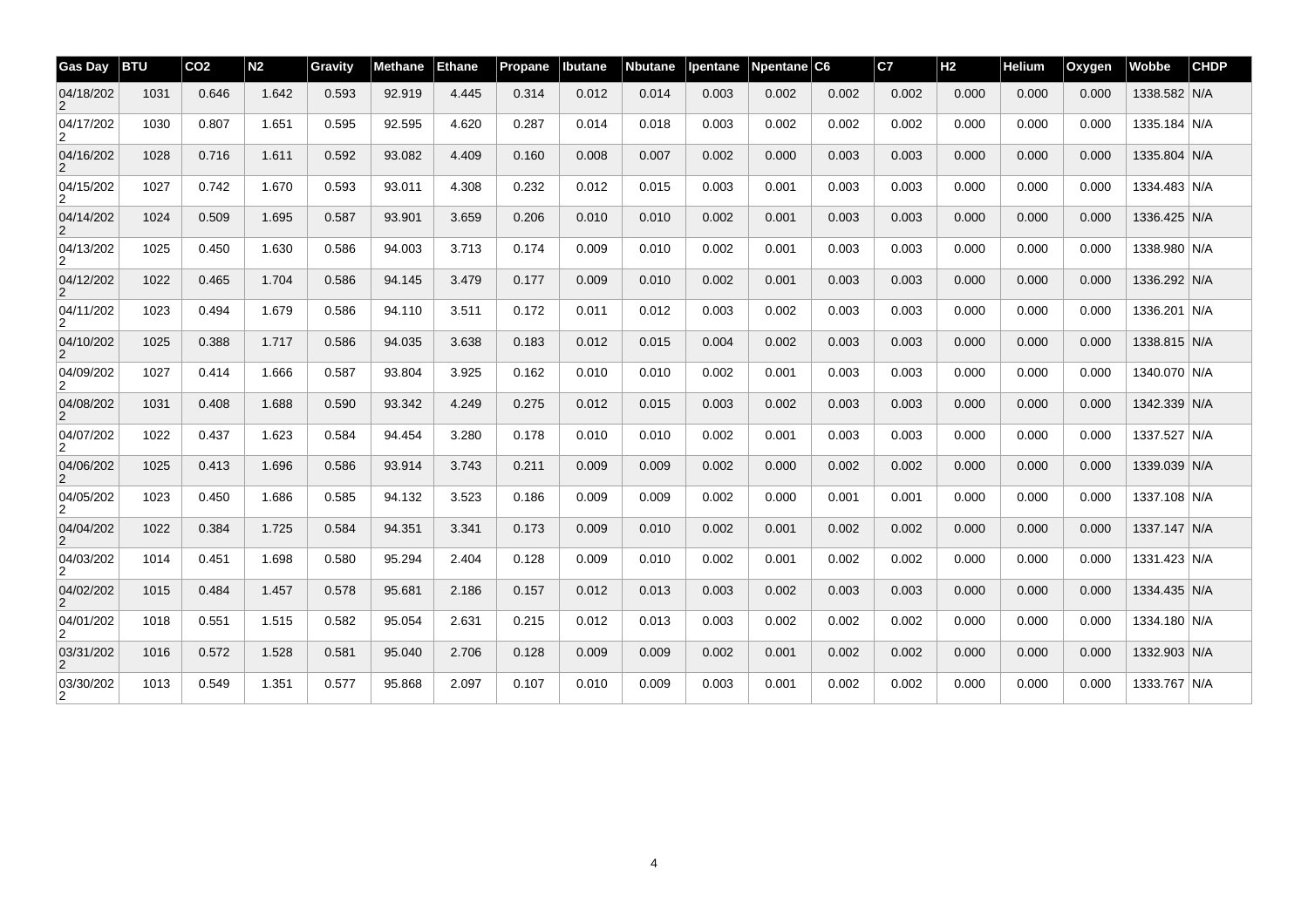| Gas Day | BTU | CO2 | N2 | Gravity | Methane | Ethane | Propane | Ibutane | Nbutane | Ipentane | Npentane | C6 | C7 | H2 | Helium | Oxygen | Wobbe | CHDP |
|---|---|---|---|---|---|---|---|---|---|---|---|---|---|---|---|---|---|---|
| 04/18/2022 | 1031 | 0.646 | 1.642 | 0.593 | 92.919 | 4.445 | 0.314 | 0.012 | 0.014 | 0.003 | 0.002 | 0.002 | 0.002 | 0.000 | 0.000 | 0.000 | 1338.582 | N/A |
| 04/17/2022 | 1030 | 0.807 | 1.651 | 0.595 | 92.595 | 4.620 | 0.287 | 0.014 | 0.018 | 0.003 | 0.002 | 0.002 | 0.002 | 0.000 | 0.000 | 0.000 | 1335.184 | N/A |
| 04/16/2022 | 1028 | 0.716 | 1.611 | 0.592 | 93.082 | 4.409 | 0.160 | 0.008 | 0.007 | 0.002 | 0.000 | 0.003 | 0.003 | 0.000 | 0.000 | 0.000 | 1335.804 | N/A |
| 04/15/2022 | 1027 | 0.742 | 1.670 | 0.593 | 93.011 | 4.308 | 0.232 | 0.012 | 0.015 | 0.003 | 0.001 | 0.003 | 0.003 | 0.000 | 0.000 | 0.000 | 1334.483 | N/A |
| 04/14/2022 | 1024 | 0.509 | 1.695 | 0.587 | 93.901 | 3.659 | 0.206 | 0.010 | 0.010 | 0.002 | 0.001 | 0.003 | 0.003 | 0.000 | 0.000 | 0.000 | 1336.425 | N/A |
| 04/13/2022 | 1025 | 0.450 | 1.630 | 0.586 | 94.003 | 3.713 | 0.174 | 0.009 | 0.010 | 0.002 | 0.001 | 0.003 | 0.003 | 0.000 | 0.000 | 0.000 | 1338.980 | N/A |
| 04/12/2022 | 1022 | 0.465 | 1.704 | 0.586 | 94.145 | 3.479 | 0.177 | 0.009 | 0.010 | 0.002 | 0.001 | 0.003 | 0.003 | 0.000 | 0.000 | 0.000 | 1336.292 | N/A |
| 04/11/2022 | 1023 | 0.494 | 1.679 | 0.586 | 94.110 | 3.511 | 0.172 | 0.011 | 0.012 | 0.003 | 0.002 | 0.003 | 0.003 | 0.000 | 0.000 | 0.000 | 1336.201 | N/A |
| 04/10/2022 | 1025 | 0.388 | 1.717 | 0.586 | 94.035 | 3.638 | 0.183 | 0.012 | 0.015 | 0.004 | 0.002 | 0.003 | 0.003 | 0.000 | 0.000 | 0.000 | 1338.815 | N/A |
| 04/09/2022 | 1027 | 0.414 | 1.666 | 0.587 | 93.804 | 3.925 | 0.162 | 0.010 | 0.010 | 0.002 | 0.001 | 0.003 | 0.003 | 0.000 | 0.000 | 0.000 | 1340.070 | N/A |
| 04/08/2022 | 1031 | 0.408 | 1.688 | 0.590 | 93.342 | 4.249 | 0.275 | 0.012 | 0.015 | 0.003 | 0.002 | 0.003 | 0.003 | 0.000 | 0.000 | 0.000 | 1342.339 | N/A |
| 04/07/2022 | 1022 | 0.437 | 1.623 | 0.584 | 94.454 | 3.280 | 0.178 | 0.010 | 0.010 | 0.002 | 0.001 | 0.003 | 0.003 | 0.000 | 0.000 | 0.000 | 1337.527 | N/A |
| 04/06/2022 | 1025 | 0.413 | 1.696 | 0.586 | 93.914 | 3.743 | 0.211 | 0.009 | 0.009 | 0.002 | 0.000 | 0.002 | 0.002 | 0.000 | 0.000 | 0.000 | 1339.039 | N/A |
| 04/05/2022 | 1023 | 0.450 | 1.686 | 0.585 | 94.132 | 3.523 | 0.186 | 0.009 | 0.009 | 0.002 | 0.000 | 0.001 | 0.001 | 0.000 | 0.000 | 0.000 | 1337.108 | N/A |
| 04/04/2022 | 1022 | 0.384 | 1.725 | 0.584 | 94.351 | 3.341 | 0.173 | 0.009 | 0.010 | 0.002 | 0.001 | 0.002 | 0.002 | 0.000 | 0.000 | 0.000 | 1337.147 | N/A |
| 04/03/2022 | 1014 | 0.451 | 1.698 | 0.580 | 95.294 | 2.404 | 0.128 | 0.009 | 0.010 | 0.002 | 0.001 | 0.002 | 0.002 | 0.000 | 0.000 | 0.000 | 1331.423 | N/A |
| 04/02/2022 | 1015 | 0.484 | 1.457 | 0.578 | 95.681 | 2.186 | 0.157 | 0.012 | 0.013 | 0.003 | 0.002 | 0.003 | 0.003 | 0.000 | 0.000 | 0.000 | 1334.435 | N/A |
| 04/01/2022 | 1018 | 0.551 | 1.515 | 0.582 | 95.054 | 2.631 | 0.215 | 0.012 | 0.013 | 0.003 | 0.002 | 0.002 | 0.002 | 0.000 | 0.000 | 0.000 | 1334.180 | N/A |
| 03/31/2022 | 1016 | 0.572 | 1.528 | 0.581 | 95.040 | 2.706 | 0.128 | 0.009 | 0.009 | 0.002 | 0.001 | 0.002 | 0.002 | 0.000 | 0.000 | 0.000 | 1332.903 | N/A |
| 03/30/2022 | 1013 | 0.549 | 1.351 | 0.577 | 95.868 | 2.097 | 0.107 | 0.010 | 0.009 | 0.003 | 0.001 | 0.002 | 0.002 | 0.000 | 0.000 | 0.000 | 1333.767 | N/A |